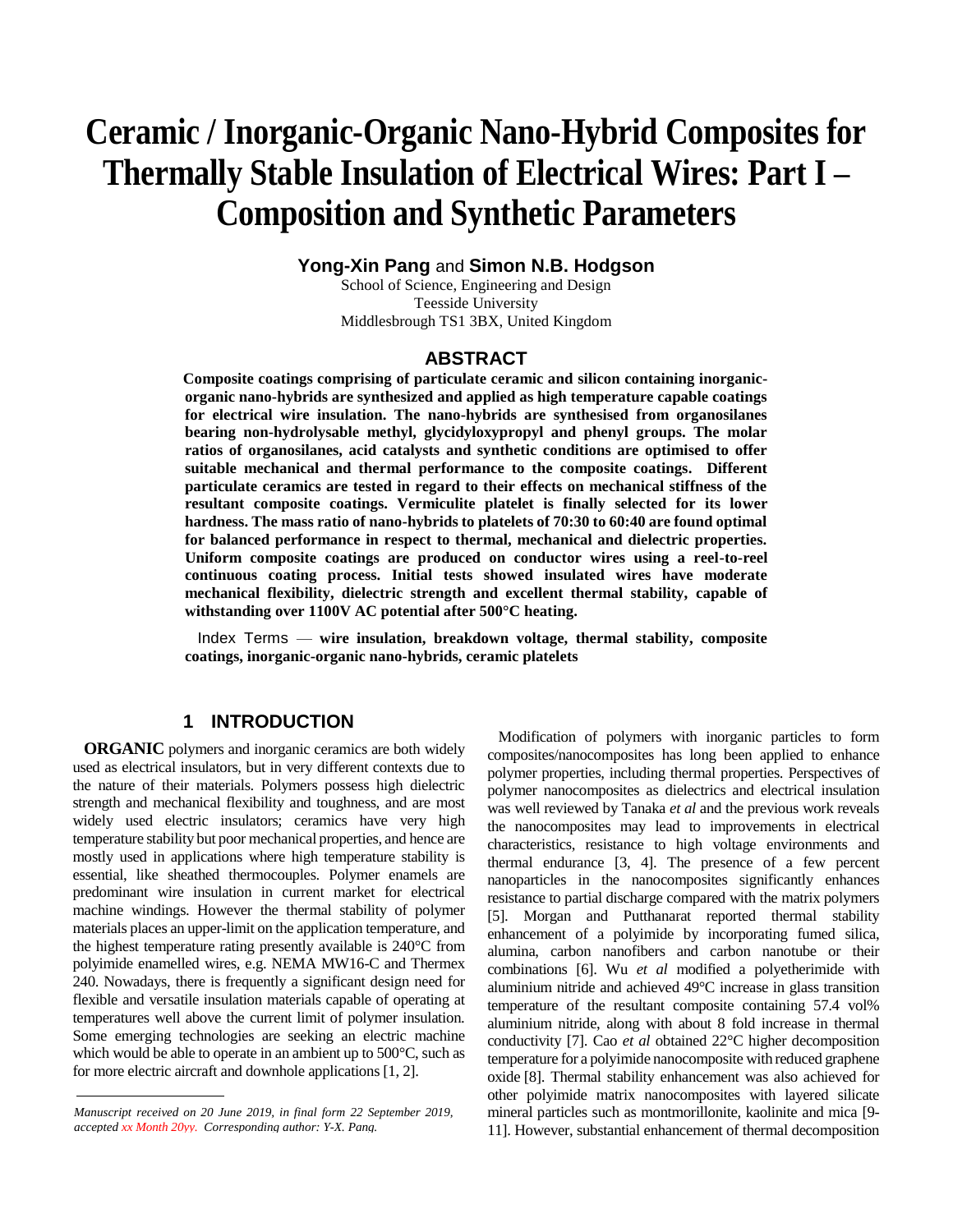# Ceramic / Inorganic-Organic Nano-Hybrid Composites for Thermally Stable Insulation of Electrical Wires: Part I – Composition and Synthetic Parameters

**Yong-Xin Pang** and **Simon N.B. Hodgson**

School of Science, Engineering and Design
Teesside University
Middlesbrough TS1 3BX, United Kingdom

## ABSTRACT

**Composite coatings comprising of particulate ceramic and silicon containing inorganic-organic nano-hybrids are synthesized and applied as high temperature capable coatings for electrical wire insulation. The nano-hybrids are synthesised from organosilanes bearing non-hydrolysable methyl, glycidyloxypropyl and phenyl groups. The molar ratios of organosilanes, acid catalysts and synthetic conditions are optimised to offer suitable mechanical and thermal performance to the composite coatings. Different particulate ceramics are tested in regard to their effects on mechanical stiffness of the resultant composite coatings. Vermiculite platelet is finally selected for its lower hardness. The mass ratio of nano-hybrids to platelets of 70:30 to 60:40 are found optimal for balanced performance in respect to thermal, mechanical and dielectric properties. Uniform composite coatings are produced on conductor wires using a reel-to-reel continuous coating process. Initial tests showed insulated wires have moderate mechanical flexibility, dielectric strength and excellent thermal stability, capable of withstanding over 1100V AC potential after 500°C heating.**

Index Terms — **wire insulation, breakdown voltage, thermal stability, composite coatings, inorganic-organic nano-hybrids, ceramic platelets**

## 1 INTRODUCTION

**ORGANIC** polymers and inorganic ceramics are both widely used as electrical insulators, but in very different contexts due to the nature of their materials. Polymers possess high dielectric strength and mechanical flexibility and toughness, and are most widely used electric insulators; ceramics have very high temperature stability but poor mechanical properties, and hence are mostly used in applications where high temperature stability is essential, like sheathed thermocouples. Polymer enamels are predominant wire insulation in current market for electrical machine windings. However the thermal stability of polymer materials places an upper-limit on the application temperature, and the highest temperature rating presently available is 240°C from polyimide enamelled wires, e.g. NEMA MW16-C and Thermex 240. Nowadays, there is frequently a significant design need for flexible and versatile insulation materials capable of operating at temperatures well above the current limit of polymer insulation. Some emerging technologies are seeking an electric machine which would be able to operate in an ambient up to 500°C, such as for more electric aircraft and downhole applications [1, 2].

Modification of polymers with inorganic particles to form composites/nanocomposites has long been applied to enhance polymer properties, including thermal properties. Perspectives of polymer nanocomposites as dielectrics and electrical insulation was well reviewed by Tanaka *et al* and the previous work reveals the nanocomposites may lead to improvements in electrical characteristics, resistance to high voltage environments and thermal endurance [3, 4]. The presence of a few percent nanoparticles in the nanocomposites significantly enhances resistance to partial discharge compared with the matrix polymers [5]. Morgan and Putthanarat reported thermal stability enhancement of a polyimide by incorporating fumed silica, alumina, carbon nanofibers and carbon nanotube or their combinations [6]. Wu *et al* modified a polyetherimide with aluminium nitride and achieved 49°C increase in glass transition temperature of the resultant composite containing 57.4 vol% aluminium nitride, along with about 8 fold increase in thermal conductivity [7]. Cao *et al* obtained 22°C higher decomposition temperature for a polyimide nanocomposite with reduced graphene oxide [8]. Thermal stability enhancement was also achieved for other polyimide matrix nanocomposites with layered silicate mineral particles such as montmorillonite, kaolinite and mica [9-11]. However, substantial enhancement of thermal decomposition

*Manuscript received on 20 June 2019, in final form 22 September 2019, accepted xx Month 20yy. Corresponding author: Y-X. Pang.*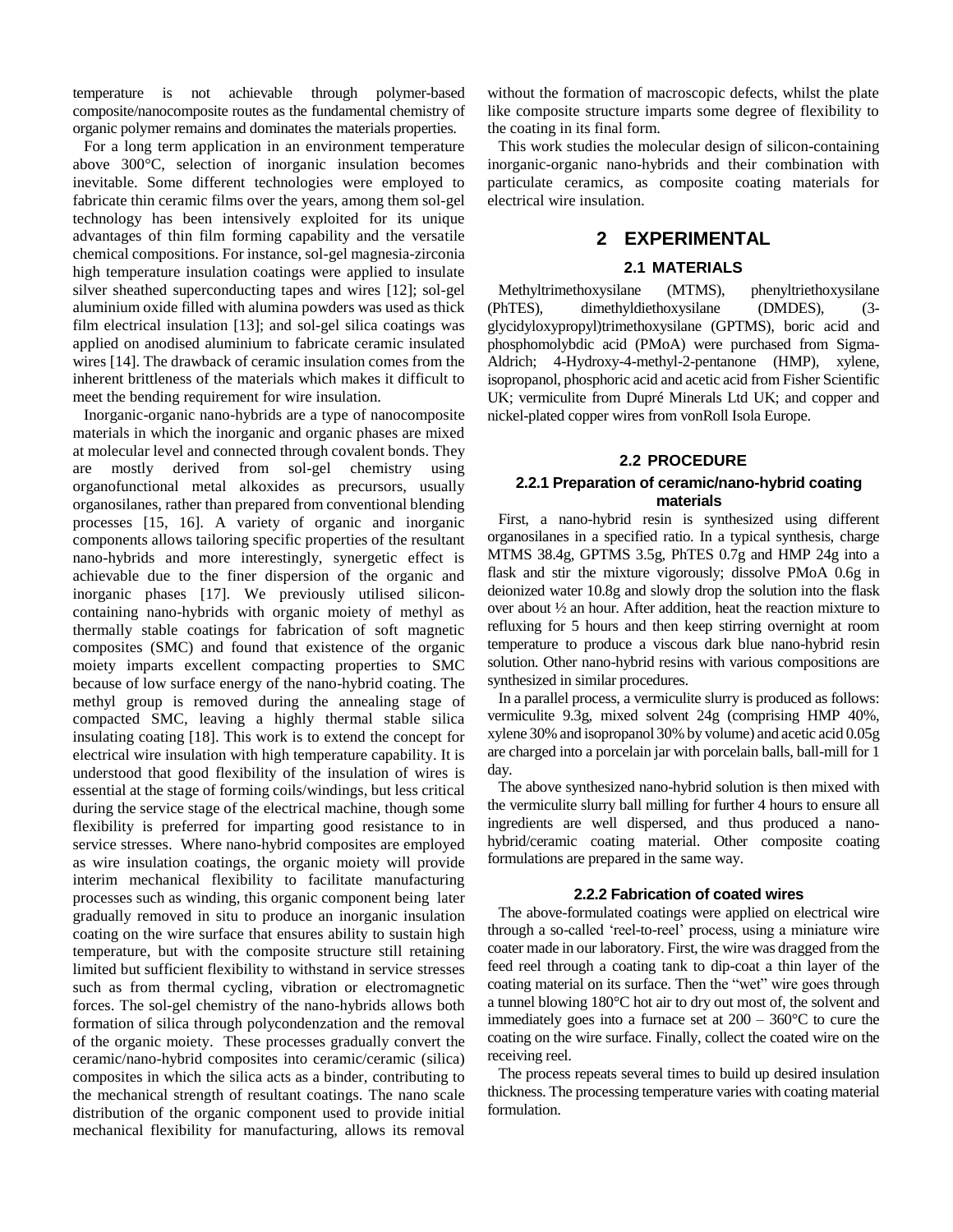temperature is not achievable through polymer-based composite/nanocomposite routes as the fundamental chemistry of organic polymer remains and dominates the materials properties.

For a long term application in an environment temperature above 300°C, selection of inorganic insulation becomes inevitable. Some different technologies were employed to fabricate thin ceramic films over the years, among them sol-gel technology has been intensively exploited for its unique advantages of thin film forming capability and the versatile chemical compositions. For instance, sol-gel magnesia-zirconia high temperature insulation coatings were applied to insulate silver sheathed superconducting tapes and wires [12]; sol-gel aluminium oxide filled with alumina powders was used as thick film electrical insulation [13]; and sol-gel silica coatings was applied on anodised aluminium to fabricate ceramic insulated wires [14]. The drawback of ceramic insulation comes from the inherent brittleness of the materials which makes it difficult to meet the bending requirement for wire insulation.

Inorganic-organic nano-hybrids are a type of nanocomposite materials in which the inorganic and organic phases are mixed at molecular level and connected through covalent bonds. They are mostly derived from sol-gel chemistry using organofunctional metal alkoxides as precursors, usually organosilanes, rather than prepared from conventional blending processes [15, 16]. A variety of organic and inorganic components allows tailoring specific properties of the resultant nano-hybrids and more interestingly, synergetic effect is achievable due to the finer dispersion of the organic and inorganic phases [17]. We previously utilised silicon-containing nano-hybrids with organic moiety of methyl as thermally stable coatings for fabrication of soft magnetic composites (SMC) and found that existence of the organic moiety imparts excellent compacting properties to SMC because of low surface energy of the nano-hybrid coating. The methyl group is removed during the annealing stage of compacted SMC, leaving a highly thermal stable silica insulating coating [18]. This work is to extend the concept for electrical wire insulation with high temperature capability. It is understood that good flexibility of the insulation of wires is essential at the stage of forming coils/windings, but less critical during the service stage of the electrical machine, though some flexibility is preferred for imparting good resistance to in service stresses. Where nano-hybrid composites are employed as wire insulation coatings, the organic moiety will provide interim mechanical flexibility to facilitate manufacturing processes such as winding, this organic component being later gradually removed in situ to produce an inorganic insulation coating on the wire surface that ensures ability to sustain high temperature, but with the composite structure still retaining limited but sufficient flexibility to withstand in service stresses such as from thermal cycling, vibration or electromagnetic forces. The sol-gel chemistry of the nano-hybrids allows both formation of silica through polycondenzation and the removal of the organic moiety. These processes gradually convert the ceramic/nano-hybrid composites into ceramic/ceramic (silica) composites in which the silica acts as a binder, contributing to the mechanical strength of resultant coatings. The nano scale distribution of the organic component used to provide initial mechanical flexibility for manufacturing, allows its removal without the formation of macroscopic defects, whilst the plate like composite structure imparts some degree of flexibility to the coating in its final form.

This work studies the molecular design of silicon-containing inorganic-organic nano-hybrids and their combination with particulate ceramics, as composite coating materials for electrical wire insulation.

## 2 EXPERIMENTAL

### 2.1 MATERIALS

Methyltrimethoxysilane (MTMS), phenyltriethoxysilane (PhTES), dimethyldiethoxysilane (DMDES), (3-glycidyloxypropyl)trimethoxysilane (GPTMS), boric acid and phosphomolybdic acid (PMoA) were purchased from Sigma-Aldrich; 4-Hydroxy-4-methyl-2-pentanone (HMP), xylene, isopropanol, phosphoric acid and acetic acid from Fisher Scientific UK; vermiculite from Dupré Minerals Ltd UK; and copper and nickel-plated copper wires from vonRoll Isola Europe.

### 2.2 PROCEDURE

#### 2.2.1 Preparation of ceramic/nano-hybrid coating materials

First, a nano-hybrid resin is synthesized using different organosilanes in a specified ratio. In a typical synthesis, charge MTMS 38.4g, GPTMS 3.5g, PhTES 0.7g and HMP 24g into a flask and stir the mixture vigorously; dissolve PMoA 0.6g in deionized water 10.8g and slowly drop the solution into the flask over about ½ an hour. After addition, heat the reaction mixture to refluxing for 5 hours and then keep stirring overnight at room temperature to produce a viscous dark blue nano-hybrid resin solution. Other nano-hybrid resins with various compositions are synthesized in similar procedures.

In a parallel process, a vermiculite slurry is produced as follows: vermiculite 9.3g, mixed solvent 24g (comprising HMP 40%, xylene 30% and isopropanol 30% by volume) and acetic acid 0.05g are charged into a porcelain jar with porcelain balls, ball-mill for 1 day.

The above synthesized nano-hybrid solution is then mixed with the vermiculite slurry ball milling for further 4 hours to ensure all ingredients are well dispersed, and thus produced a nano-hybrid/ceramic coating material. Other composite coating formulations are prepared in the same way.

#### 2.2.2 Fabrication of coated wires

The above-formulated coatings were applied on electrical wire through a so-called 'reel-to-reel' process, using a miniature wire coater made in our laboratory. First, the wire was dragged from the feed reel through a coating tank to dip-coat a thin layer of the coating material on its surface. Then the "wet" wire goes through a tunnel blowing 180°C hot air to dry out most of, the solvent and immediately goes into a furnace set at 200 – 360°C to cure the coating on the wire surface. Finally, collect the coated wire on the receiving reel.

The process repeats several times to build up desired insulation thickness. The processing temperature varies with coating material formulation.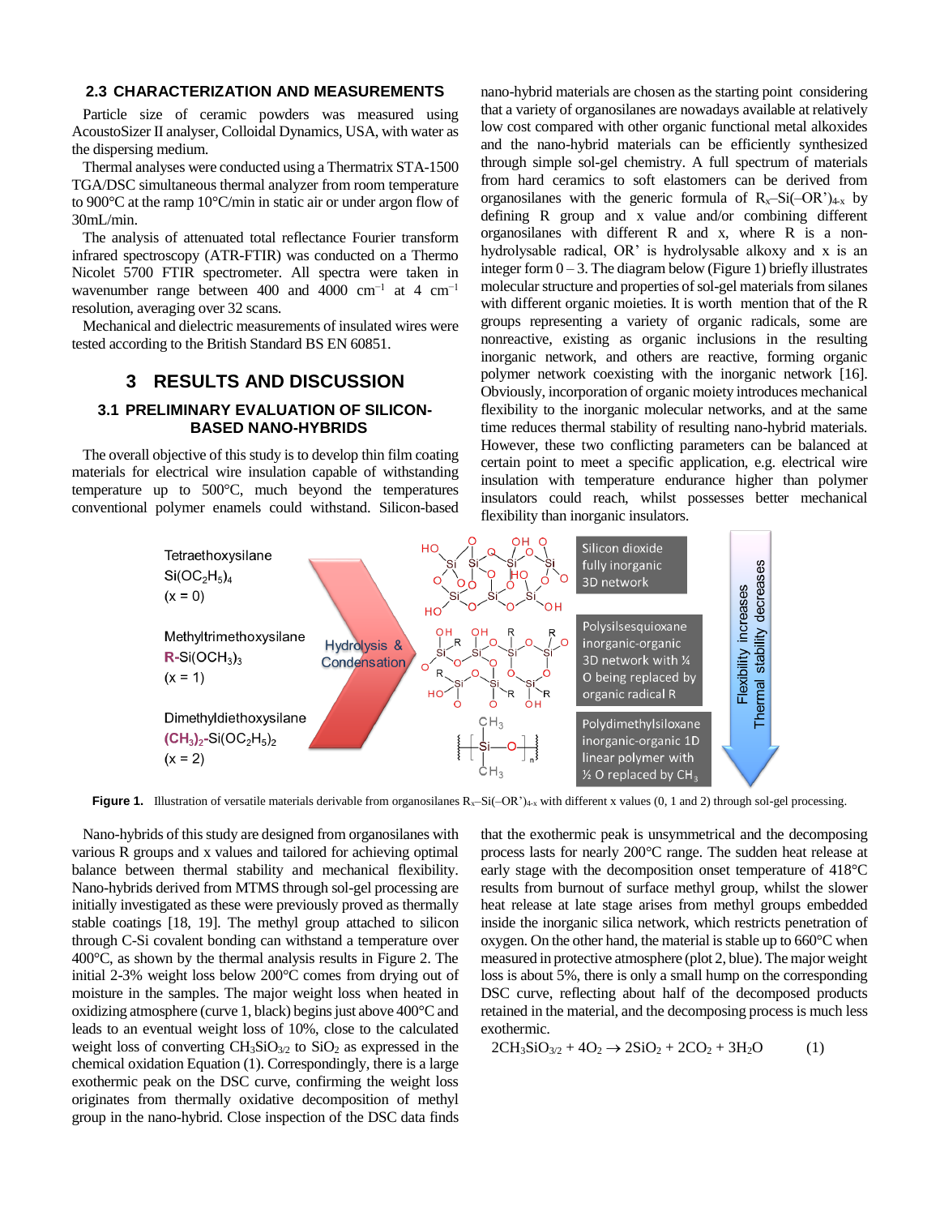## 2.3 CHARACTERIZATION AND MEASUREMENTS

Particle size of ceramic powders was measured using AcoustoSizer II analyser, Colloidal Dynamics, USA, with water as the dispersing medium.

Thermal analyses were conducted using a Thermatrix STA-1500 TGA/DSC simultaneous thermal analyzer from room temperature to 900°C at the ramp 10°C/min in static air or under argon flow of 30mL/min.

The analysis of attenuated total reflectance Fourier transform infrared spectroscopy (ATR-FTIR) was conducted on a Thermo Nicolet 5700 FTIR spectrometer. All spectra were taken in wavenumber range between 400 and 4000 $cm^{-1}$ at 4 $cm^{-1}$ resolution, averaging over 32 scans.

Mechanical and dielectric measurements of insulated wires were tested according to the British Standard BS EN 60851.

# 3 RESULTS AND DISCUSSION

## 3.1 PRELIMINARY EVALUATION OF SILICON-BASED NANO-HYBRIDS

The overall objective of this study is to develop thin film coating materials for electrical wire insulation capable of withstanding temperature up to 500°C, much beyond the temperatures conventional polymer enamels could withstand. Silicon-based nano-hybrid materials are chosen as the starting point considering that a variety of organosilanes are nowadays available at relatively low cost compared with other organic functional metal alkoxides and the nano-hybrid materials can be efficiently synthesized through simple sol-gel chemistry. A full spectrum of materials from hard ceramics to soft elastomers can be derived from organosilanes with the generic formula of $R_x$–Si(–OR')$_{4-x}$ by defining R group and x value and/or combining different organosilanes with different R and x, where R is a non-hydrolysable radical, OR' is hydrolysable alkoxy and x is an integer form 0 – 3. The diagram below (Figure 1) briefly illustrates molecular structure and properties of sol-gel materials from silanes with different organic moieties. It is worth mention that of the R groups representing a variety of organic radicals, some are nonreactive, existing as organic inclusions in the resulting inorganic network, and others are reactive, forming organic polymer network coexisting with the inorganic network [16]. Obviously, introduction of organic moiety introduces mechanical flexibility to the inorganic molecular networks, and at the same time reduces thermal stability of resulting nano-hybrid materials. However, these two conflicting parameters can be balanced at certain point to meet a specific application, e.g. electrical wire insulation with temperature endurance higher than polymer insulators could reach, whilst possesses better mechanical flexibility than inorganic insulators.

**Figure 1.** Illustration of versatile materials derivable from organosilanes $R_x$–Si(–OR')$_{4-x}$ with different x values (0, 1 and 2) through sol-gel processing.

Nano-hybrids of this study are designed from organosilanes with various R groups and x values and tailored for achieving optimal balance between thermal stability and mechanical flexibility. Nano-hybrids derived from MTMS through sol-gel processing are initially investigated as these were previously proved as thermally stable coatings [18, 19]. The methyl group attached to silicon through C-Si covalent bonding can withstand a temperature over 400°C, as shown by the thermal analysis results in Figure 2. The initial 2-3% weight loss below 200°C comes from drying out of moisture in the samples. The major weight loss when heated in oxidizing atmosphere (curve 1, black) begins just above 400°C and leads to an eventual weight loss of 10%, close to the calculated weight loss of converting $CH_3SiO_{3/2}$ to $SiO_2$ as expressed in the chemical oxidation Equation (1). Correspondingly, there is a large exothermic peak on the DSC curve, confirming the weight loss originates from thermally oxidative decomposition of methyl group in the nano-hybrid. Close inspection of the DSC data finds that the exothermic peak is unsymmetrical and the decomposing process lasts for nearly 200°C range. The sudden heat release at early stage with the decomposition onset temperature of 418°C results from burnout of surface methyl group, whilst the slower heat release at late stage arises from methyl groups embedded inside the inorganic silica network, which restricts penetration of oxygen. On the other hand, the material is stable up to 660°C when measured in protective atmosphere (plot 2, blue). The major weight loss is about 5%, there is only a small hump on the corresponding DSC curve, reflecting about half of the decomposed products retained in the material, and the decomposing process is much less exothermic.

$$2CH_3SiO_{3/2} + 4O_2 \rightarrow 2SiO_2 + 2CO_2 + 3H_2O \qquad (1)$$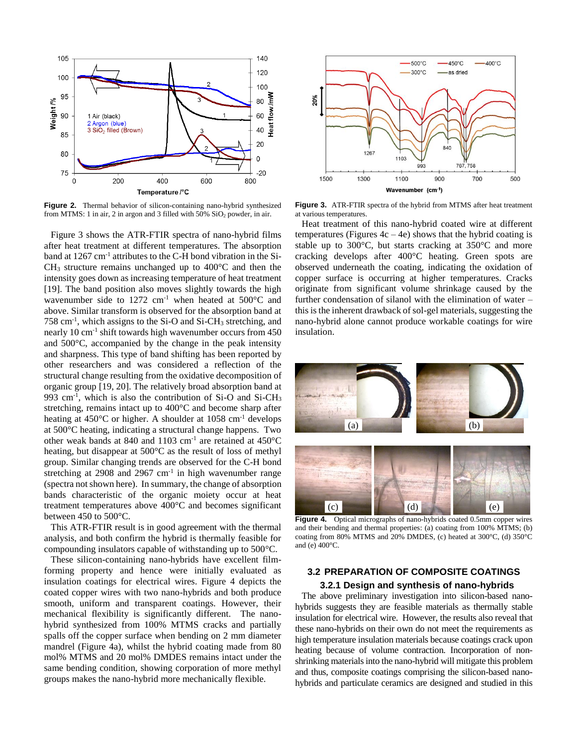**Figure 2.** Thermal behavior of silicon-containing nano-hybrid synthesized from MTMS: 1 in air, 2 in argon and 3 filled with 50% $SiO_2$ powder, in air.

Figure 3 shows the ATR-FTIR spectra of nano-hybrid films after heat treatment at different temperatures. The absorption band at 1267 $cm^{-1}$ attributes to the C-H bond vibration in the Si-$CH_3$ structure remains unchanged up to 400°C and then the intensity goes down as increasing temperature of heat treatment [19]. The band position also moves slightly towards the high wavenumber side to 1272 $cm^{-1}$ when heated at 500°C and above. Similar transform is observed for the absorption band at 758 $cm^{-1}$, which assigns to the Si-O and Si-$CH_3$ stretching, and nearly 10 $cm^{-1}$ shift towards high wavenumber occurs from 450 and 500°C, accompanied by the change in the peak intensity and sharpness. This type of band shifting has been reported by other researchers and was considered a reflection of the structural change resulting from the oxidative decomposition of organic group [19, 20]. The relatively broad absorption band at 993 $cm^{-1}$, which is also the contribution of Si-O and Si-$CH_3$ stretching, remains intact up to 400°C and become sharp after heating at 450°C or higher. A shoulder at 1058 $cm^{-1}$ develops at 500°C heating, indicating a structural change happens. Two other weak bands at 840 and 1103 $cm^{-1}$ are retained at 450°C heating, but disappear at 500°C as the result of loss of methyl group. Similar changing trends are observed for the C-H bond stretching at 2908 and 2967 $cm^{-1}$ in high wavenumber range (spectra not shown here). In summary, the change of absorption bands characteristic of the organic moiety occur at heat treatment temperatures above 400°C and becomes significant between 450 to 500°C.

This ATR-FTIR result is in good agreement with the thermal analysis, and both confirm the hybrid is thermally feasible for compounding insulators capable of withstanding up to 500°C.

These silicon-containing nano-hybrids have excellent film-forming property and hence were initially evaluated as insulation coatings for electrical wires. Figure 4 depicts the coated copper wires with two nano-hybrids and both produce smooth, uniform and transparent coatings. However, their mechanical flexibility is significantly different. The nano-hybrid synthesized from 100% MTMS cracks and partially spalls off the copper surface when bending on 2 mm diameter mandrel (Figure 4a), whilst the hybrid coating made from 80 mol% MTMS and 20 mol% DMDES remains intact under the same bending condition, showing corporation of more methyl groups makes the nano-hybrid more mechanically flexible.

**Figure 3.** ATR-FTIR spectra of the hybrid from MTMS after heat treatment at various temperatures.

Heat treatment of this nano-hybrid coated wire at different temperatures (Figures 4c – 4e) shows that the hybrid coating is stable up to 300°C, but starts cracking at 350°C and more cracking develops after 400°C heating. Green spots are observed underneath the coating, indicating the oxidation of copper surface is occurring at higher temperatures. Cracks originate from significant volume shrinkage caused by the further condensation of silanol with the elimination of water – this is the inherent drawback of sol-gel materials, suggesting the nano-hybrid alone cannot produce workable coatings for wire insulation.

**Figure 4.** Optical micrographs of nano-hybrids coated 0.5mm copper wires and their bending and thermal properties: (a) coating from 100% MTMS; (b) coating from 80% MTMS and 20% DMDES, (c) heated at 300°C, (d) 350°C and (e) 400°C.

## 3.2 PREPARATION OF COMPOSITE COATINGS

### 3.2.1 Design and synthesis of nano-hybrids

The above preliminary investigation into silicon-based nano-hybrids suggests they are feasible materials as thermally stable insulation for electrical wire. However, the results also reveal that these nano-hybrids on their own do not meet the requirements as high temperature insulation materials because coatings crack upon heating because of volume contraction. Incorporation of non-shrinking materials into the nano-hybrid will mitigate this problem and thus, composite coatings comprising the silicon-based nano-hybrids and particulate ceramics are designed and studied in this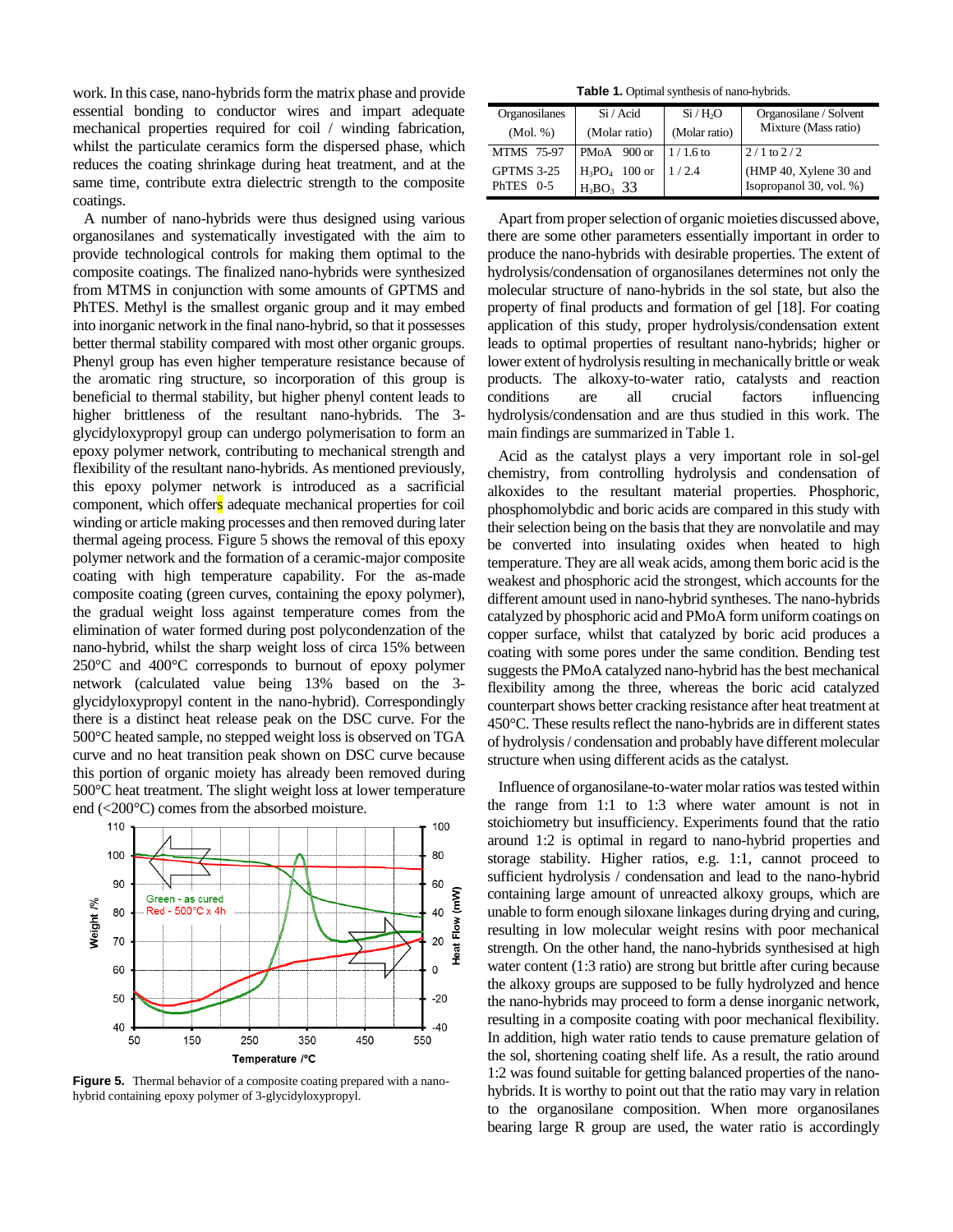work. In this case, nano-hybrids form the matrix phase and provide essential bonding to conductor wires and impart adequate mechanical properties required for coil / winding fabrication, whilst the particulate ceramics form the dispersed phase, which reduces the coating shrinkage during heat treatment, and at the same time, contribute extra dielectric strength to the composite coatings.

A number of nano-hybrids were thus designed using various organosilanes and systematically investigated with the aim to provide technological controls for making them optimal to the composite coatings. The finalized nano-hybrids were synthesized from MTMS in conjunction with some amounts of GPTMS and PhTES. Methyl is the smallest organic group and it may embed into inorganic network in the final nano-hybrid, so that it possesses better thermal stability compared with most other organic groups. Phenyl group has even higher temperature resistance because of the aromatic ring structure, so incorporation of this group is beneficial to thermal stability, but higher phenyl content leads to higher brittleness of the resultant nano-hybrids. The 3-glycidyloxypropyl group can undergo polymerisation to form an epoxy polymer network, contributing to mechanical strength and flexibility of the resultant nano-hybrids. As mentioned previously, this epoxy polymer network is introduced as a sacrificial component, which offers adequate mechanical properties for coil winding or article making processes and then removed during later thermal ageing process. Figure 5 shows the removal of this epoxy polymer network and the formation of a ceramic-major composite coating with high temperature capability. For the as-made composite coating (green curves, containing the epoxy polymer), the gradual weight loss against temperature comes from the elimination of water formed during post polycondenzation of the nano-hybrid, whilst the sharp weight loss of circa 15% between 250°C and 400°C corresponds to burnout of epoxy polymer network (calculated value being 13% based on the 3-glycidyloxypropyl content in the nano-hybrid). Correspondingly there is a distinct heat release peak on the DSC curve. For the 500°C heated sample, no stepped weight loss is observed on TGA curve and no heat transition peak shown on DSC curve because this portion of organic moiety has already been removed during 500°C heat treatment. The slight weight loss at lower temperature end (<200°C) comes from the absorbed moisture.

**Figure 5.** Thermal behavior of a composite coating prepared with a nano-hybrid containing epoxy polymer of 3-glycidyloxypropyl.

**Table 1.** Optimal synthesis of nano-hybrids.

| Organosilanes (Mol. %) | Si / Acid (Molar ratio) | Si / $H_2O$ (Molar ratio) | Organosilane / Solvent Mixture (Mass ratio) |
|---|---|---|---|
| MTMS 75-97<br>GPTMS 3-25<br>PhTES 0-5 | PMoA 900 or<br>$H_3PO_4$ 100 or<br>$H_3BO_3$ 33 | 1 / 1.6 to<br>1 / 2.4 | 2 / 1 to 2 / 2<br>(HMP 40, Xylene 30 and Isopropanol 30, vol. %) |

Apart from proper selection of organic moieties discussed above, there are some other parameters essentially important in order to produce the nano-hybrids with desirable properties. The extent of hydrolysis/condensation of organosilanes determines not only the molecular structure of nano-hybrids in the sol state, but also the property of final products and formation of gel [18]. For coating application of this study, proper hydrolysis/condensation extent leads to optimal properties of resultant nano-hybrids; higher or lower extent of hydrolysis resulting in mechanically brittle or weak products. The alkoxy-to-water ratio, catalysts and reaction conditions are all crucial factors influencing hydrolysis/condensation and are thus studied in this work. The main findings are summarized in Table 1.

Acid as the catalyst plays a very important role in sol-gel chemistry, from controlling hydrolysis and condensation of alkoxides to the resultant material properties. Phosphoric, phosphomolybdic and boric acids are compared in this study with their selection being on the basis that they are nonvolatile and may be converted into insulating oxides when heated to high temperature. They are all weak acids, among them boric acid is the weakest and phosphoric acid the strongest, which accounts for the different amount used in nano-hybrid syntheses. The nano-hybrids catalyzed by phosphoric acid and PMoA form uniform coatings on copper surface, whilst that catalyzed by boric acid produces a coating with some pores under the same condition. Bending test suggests the PMoA catalyzed nano-hybrid has the best mechanical flexibility among the three, whereas the boric acid catalyzed counterpart shows better cracking resistance after heat treatment at 450°C. These results reflect the nano-hybrids are in different states of hydrolysis / condensation and probably have different molecular structure when using different acids as the catalyst.

Influence of organosilane-to-water molar ratios was tested within the range from 1:1 to 1:3 where water amount is not in stoichiometry but insufficiency. Experiments found that the ratio around 1:2 is optimal in regard to nano-hybrid properties and storage stability. Higher ratios, e.g. 1:1, cannot proceed to sufficient hydrolysis / condensation and lead to the nano-hybrid containing large amount of unreacted alkoxy groups, which are unable to form enough siloxane linkages during drying and curing, resulting in low molecular weight resins with poor mechanical strength. On the other hand, the nano-hybrids synthesised at high water content (1:3 ratio) are strong but brittle after curing because the alkoxy groups are supposed to be fully hydrolyzed and hence the nano-hybrids may proceed to form a dense inorganic network, resulting in a composite coating with poor mechanical flexibility. In addition, high water ratio tends to cause premature gelation of the sol, shortening coating shelf life. As a result, the ratio around 1:2 was found suitable for getting balanced properties of the nano-hybrids. It is worthy to point out that the ratio may vary in relation to the organosilane composition. When more organosilanes bearing large R group are used, the water ratio is accordingly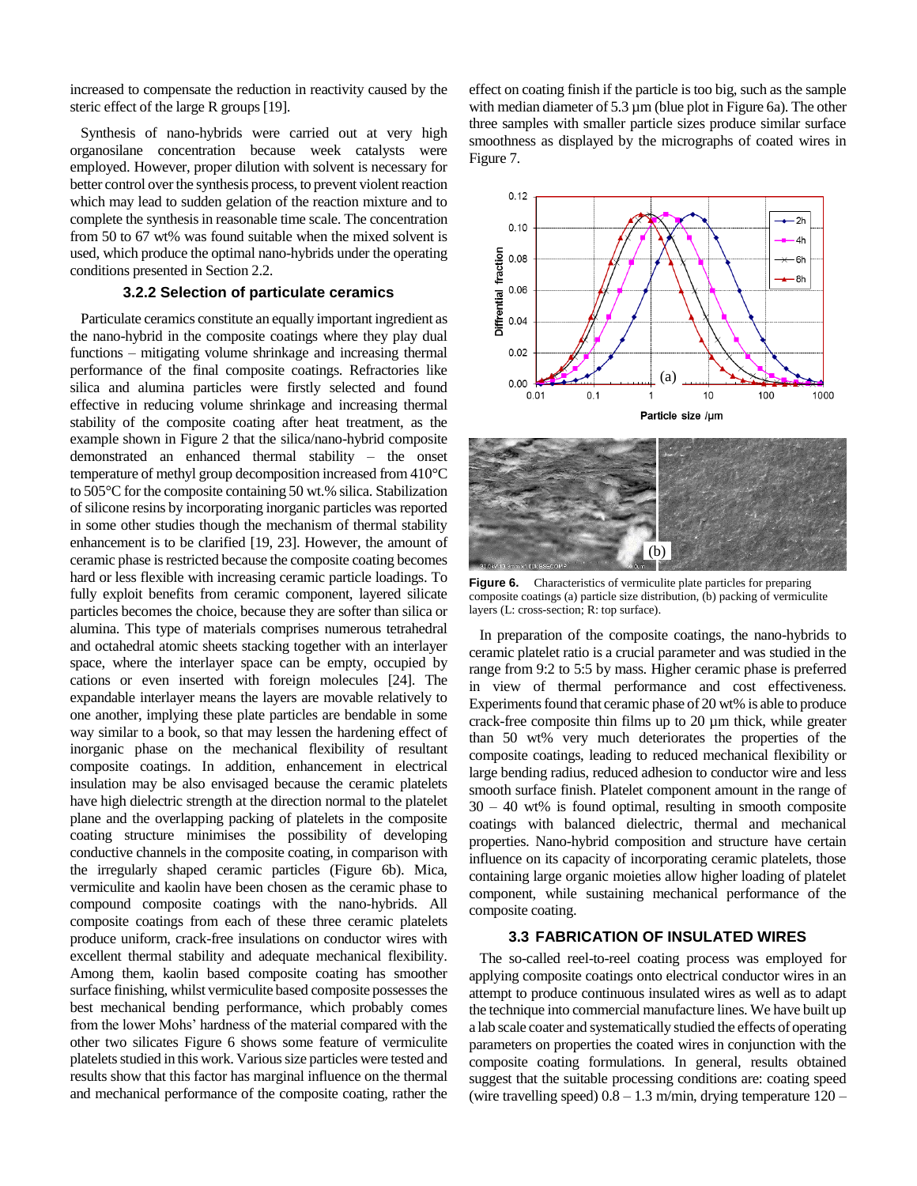increased to compensate the reduction in reactivity caused by the steric effect of the large R groups [19].

Synthesis of nano-hybrids were carried out at very high organosilane concentration because week catalysts were employed. However, proper dilution with solvent is necessary for better control over the synthesis process, to prevent violent reaction which may lead to sudden gelation of the reaction mixture and to complete the synthesis in reasonable time scale. The concentration from 50 to 67 wt% was found suitable when the mixed solvent is used, which produce the optimal nano-hybrids under the operating conditions presented in Section 2.2.

### 3.2.2 Selection of particulate ceramics

Particulate ceramics constitute an equally important ingredient as the nano-hybrid in the composite coatings where they play dual functions – mitigating volume shrinkage and increasing thermal performance of the final composite coatings. Refractories like silica and alumina particles were firstly selected and found effective in reducing volume shrinkage and increasing thermal stability of the composite coating after heat treatment, as the example shown in Figure 2 that the silica/nano-hybrid composite demonstrated an enhanced thermal stability – the onset temperature of methyl group decomposition increased from 410°C to 505°C for the composite containing 50 wt.% silica. Stabilization of silicone resins by incorporating inorganic particles was reported in some other studies though the mechanism of thermal stability enhancement is to be clarified [19, 23]. However, the amount of ceramic phase is restricted because the composite coating becomes hard or less flexible with increasing ceramic particle loadings. To fully exploit benefits from ceramic component, layered silicate particles becomes the choice, because they are softer than silica or alumina. This type of materials comprises numerous tetrahedral and octahedral atomic sheets stacking together with an interlayer space, where the interlayer space can be empty, occupied by cations or even inserted with foreign molecules [24]. The expandable interlayer means the layers are movable relatively to one another, implying these plate particles are bendable in some way similar to a book, so that may lessen the hardening effect of inorganic phase on the mechanical flexibility of resultant composite coatings. In addition, enhancement in electrical insulation may be also envisaged because the ceramic platelets have high dielectric strength at the direction normal to the platelet plane and the overlapping packing of platelets in the composite coating structure minimises the possibility of developing conductive channels in the composite coating, in comparison with the irregularly shaped ceramic particles (Figure 6b). Mica, vermiculite and kaolin have been chosen as the ceramic phase to compound composite coatings with the nano-hybrids. All composite coatings from each of these three ceramic platelets produce uniform, crack-free insulations on conductor wires with excellent thermal stability and adequate mechanical flexibility. Among them, kaolin based composite coating has smoother surface finishing, whilst vermiculite based composite possesses the best mechanical bending performance, which probably comes from the lower Mohs' hardness of the material compared with the other two silicates Figure 6 shows some feature of vermiculite platelets studied in this work. Various size particles were tested and results show that this factor has marginal influence on the thermal and mechanical performance of the composite coating, rather the effect on coating finish if the particle is too big, such as the sample with median diameter of 5.3 µm (blue plot in Figure 6a). The other three samples with smaller particle sizes produce similar surface smoothness as displayed by the micrographs of coated wires in Figure 7.

**Figure 6.** Characteristics of vermiculite plate particles for preparing composite coatings (a) particle size distribution, (b) packing of vermiculite layers (L: cross-section; R: top surface).

In preparation of the composite coatings, the nano-hybrids to ceramic platelet ratio is a crucial parameter and was studied in the range from 9:2 to 5:5 by mass. Higher ceramic phase is preferred in view of thermal performance and cost effectiveness. Experiments found that ceramic phase of 20 wt% is able to produce crack-free composite thin films up to 20 µm thick, while greater than 50 wt% very much deteriorates the properties of the composite coatings, leading to reduced mechanical flexibility or large bending radius, reduced adhesion to conductor wire and less smooth surface finish. Platelet component amount in the range of 30 – 40 wt% is found optimal, resulting in smooth composite coatings with balanced dielectric, thermal and mechanical properties. Nano-hybrid composition and structure have certain influence on its capacity of incorporating ceramic platelets, those containing large organic moieties allow higher loading of platelet component, while sustaining mechanical performance of the composite coating.

## 3.3 FABRICATION OF INSULATED WIRES

The so-called reel-to-reel coating process was employed for applying composite coatings onto electrical conductor wires in an attempt to produce continuous insulated wires as well as to adapt the technique into commercial manufacture lines. We have built up a lab scale coater and systematically studied the effects of operating parameters on properties the coated wires in conjunction with the composite coating formulations. In general, results obtained suggest that the suitable processing conditions are: coating speed (wire travelling speed) 0.8 – 1.3 m/min, drying temperature 120 –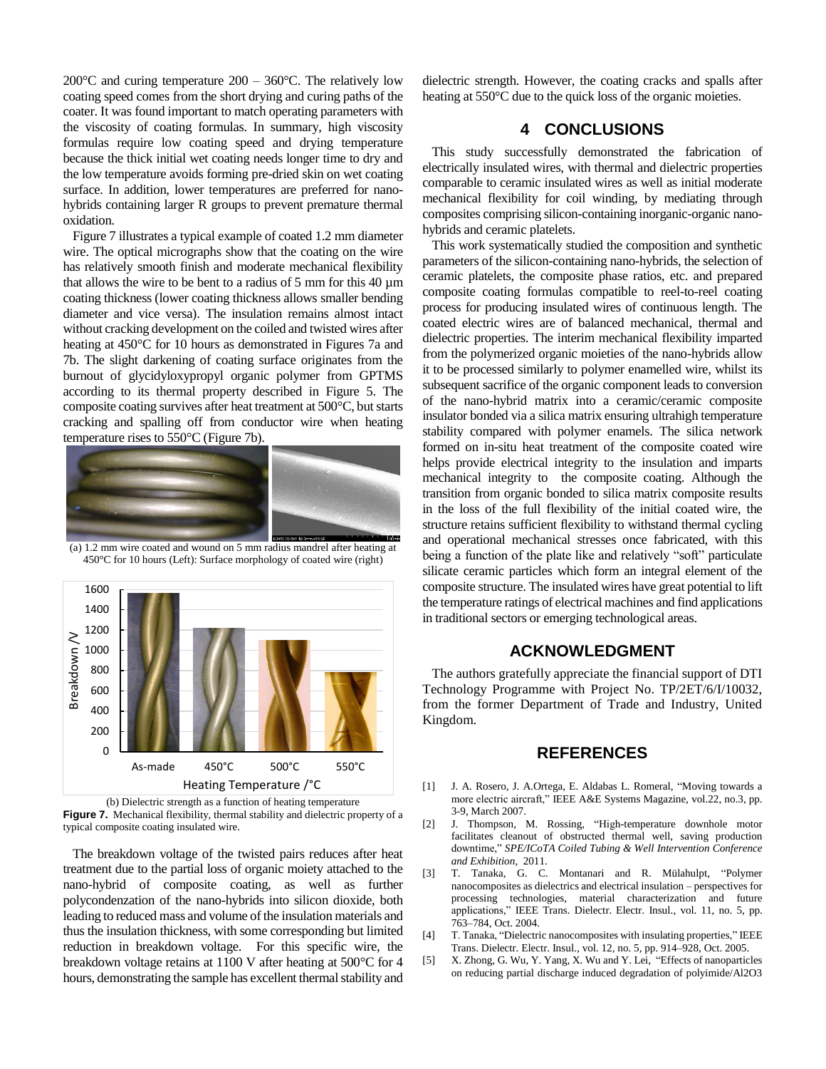200°C and curing temperature 200 – 360°C. The relatively low coating speed comes from the short drying and curing paths of the coater. It was found important to match operating parameters with the viscosity of coating formulas. In summary, high viscosity formulas require low coating speed and drying temperature because the thick initial wet coating needs longer time to dry and the low temperature avoids forming pre-dried skin on wet coating surface. In addition, lower temperatures are preferred for nano-hybrids containing larger R groups to prevent premature thermal oxidation.

Figure 7 illustrates a typical example of coated 1.2 mm diameter wire. The optical micrographs show that the coating on the wire has relatively smooth finish and moderate mechanical flexibility that allows the wire to be bent to a radius of 5 mm for this 40 µm coating thickness (lower coating thickness allows smaller bending diameter and vice versa). The insulation remains almost intact without cracking development on the coiled and twisted wires after heating at 450°C for 10 hours as demonstrated in Figures 7a and 7b. The slight darkening of coating surface originates from the burnout of glycidyloxypropyl organic polymer from GPTMS according to its thermal property described in Figure 5. The composite coating survives after heat treatment at 500°C, but starts cracking and spalling off from conductor wire when heating temperature rises to 550°C (Figure 7b).

(a) 1.2 mm wire coated and wound on 5 mm radius mandrel after heating at 450°C for 10 hours (Left): Surface morphology of coated wire (right)

(b) Dielectric strength as a function of heating temperature

**Figure 7.** Mechanical flexibility, thermal stability and dielectric property of a typical composite coating insulated wire.

The breakdown voltage of the twisted pairs reduces after heat treatment due to the partial loss of organic moiety attached to the nano-hybrid of composite coating, as well as further polycondenzation of the nano-hybrids into silicon dioxide, both leading to reduced mass and volume of the insulation materials and thus the insulation thickness, with some corresponding but limited reduction in breakdown voltage. For this specific wire, the breakdown voltage retains at 1100 V after heating at 500°C for 4 hours, demonstrating the sample has excellent thermal stability and dielectric strength. However, the coating cracks and spalls after heating at 550°C due to the quick loss of the organic moieties.

## 4 CONCLUSIONS

This study successfully demonstrated the fabrication of electrically insulated wires, with thermal and dielectric properties comparable to ceramic insulated wires as well as initial moderate mechanical flexibility for coil winding, by mediating through composites comprising silicon-containing inorganic-organic nano-hybrids and ceramic platelets.

This work systematically studied the composition and synthetic parameters of the silicon-containing nano-hybrids, the selection of ceramic platelets, the composite phase ratios, etc. and prepared composite coating formulas compatible to reel-to-reel coating process for producing insulated wires of continuous length. The coated electric wires are of balanced mechanical, thermal and dielectric properties. The interim mechanical flexibility imparted from the polymerized organic moieties of the nano-hybrids allow it to be processed similarly to polymer enamelled wire, whilst its subsequent sacrifice of the organic component leads to conversion of the nano-hybrid matrix into a ceramic/ceramic composite insulator bonded via a silica matrix ensuring ultrahigh temperature stability compared with polymer enamels. The silica network formed on in-situ heat treatment of the composite coated wire helps provide electrical integrity to the insulation and imparts mechanical integrity to the composite coating. Although the transition from organic bonded to silica matrix composite results in the loss of the full flexibility of the initial coated wire, the structure retains sufficient flexibility to withstand thermal cycling and operational mechanical stresses once fabricated, with this being a function of the plate like and relatively "soft" particulate silicate ceramic particles which form an integral element of the composite structure. The insulated wires have great potential to lift the temperature ratings of electrical machines and find applications in traditional sectors or emerging technological areas.

## ACKNOWLEDGMENT

The authors gratefully appreciate the financial support of DTI Technology Programme with Project No. TP/2ET/6/I/10032, from the former Department of Trade and Industry, United Kingdom.

## REFERENCES

[1] J. A. Rosero, J. A.Ortega, E. Aldabas L. Romeral, "Moving towards a more electric aircraft," IEEE A&E Systems Magazine, vol.22, no.3, pp. 3-9, March 2007.

[2] J. Thompson, M. Rossing, "High-temperature downhole motor facilitates cleanout of obstructed thermal well, saving production downtime," *SPE/ICoTA Coiled Tubing & Well Intervention Conference and Exhibition*, 2011.

[3] T. Tanaka, G. C. Montanari and R. Mülahulpt, "Polymer nanocomposites as dielectrics and electrical insulation – perspectives for processing technologies, material characterization and future applications," IEEE Trans. Dielectr. Electr. Insul., vol. 11, no. 5, pp. 763–784, Oct. 2004.

[4] T. Tanaka, "Dielectric nanocomposites with insulating properties," IEEE Trans. Dielectr. Electr. Insul., vol. 12, no. 5, pp. 914–928, Oct. 2005.

[5] X. Zhong, G. Wu, Y. Yang, X. Wu and Y. Lei, "Effects of nanoparticles on reducing partial discharge induced degradation of polyimide/Al2O3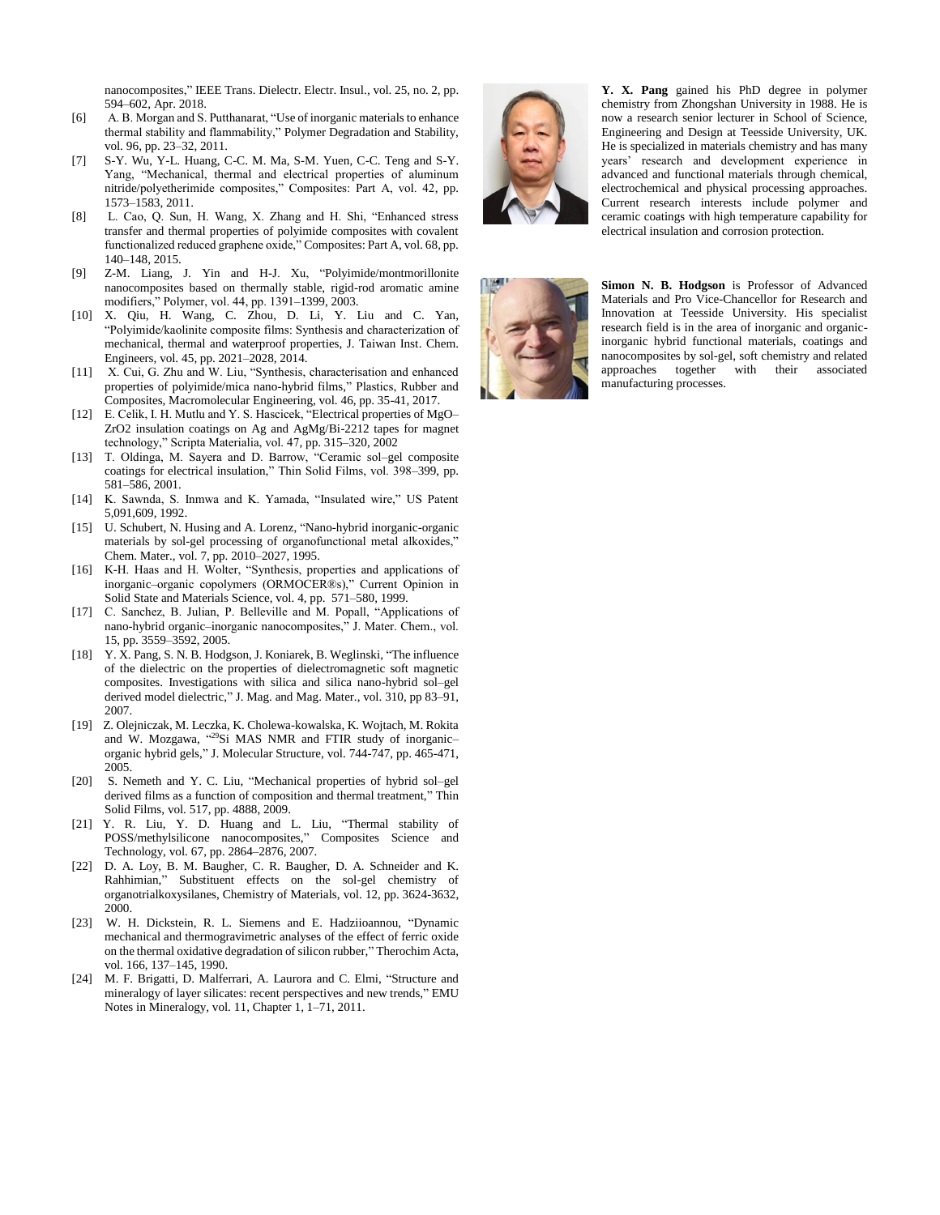nanocomposites," IEEE Trans. Dielectr. Electr. Insul., vol. 25, no. 2, pp. 594–602, Apr. 2018.

[6] A. B. Morgan and S. Putthanarat, "Use of inorganic materials to enhance thermal stability and flammability," Polymer Degradation and Stability, vol. 96, pp. 23–32, 2011.

[7] S-Y. Wu, Y-L. Huang, C-C. M. Ma, S-M. Yuen, C-C. Teng and S-Y. Yang, "Mechanical, thermal and electrical properties of aluminum nitride/polyetherimide composites," Composites: Part A, vol. 42, pp. 1573–1583, 2011.

[8] L. Cao, Q. Sun, H. Wang, X. Zhang and H. Shi, "Enhanced stress transfer and thermal properties of polyimide composites with covalent functionalized reduced graphene oxide," Composites: Part A, vol. 68, pp. 140–148, 2015.

[9] Z-M. Liang, J. Yin and H-J. Xu, "Polyimide/montmorillonite nanocomposites based on thermally stable, rigid-rod aromatic amine modifiers," Polymer, vol. 44, pp. 1391–1399, 2003.

[10] X. Qiu, H. Wang, C. Zhou, D. Li, Y. Liu and C. Yan, "Polyimide/kaolinite composite films: Synthesis and characterization of mechanical, thermal and waterproof properties, J. Taiwan Inst. Chem. Engineers, vol. 45, pp. 2021–2028, 2014.

[11] X. Cui, G. Zhu and W. Liu, "Synthesis, characterisation and enhanced properties of polyimide/mica nano-hybrid films," Plastics, Rubber and Composites, Macromolecular Engineering, vol. 46, pp. 35-41, 2017.

[12] E. Celik, I. H. Mutlu and Y. S. Hascicek, "Electrical properties of MgO–ZrO2 insulation coatings on Ag and AgMg/Bi-2212 tapes for magnet technology," Scripta Materialia, vol. 47, pp. 315–320, 2002

[13] T. Oldinga, M. Sayera and D. Barrow, "Ceramic sol–gel composite coatings for electrical insulation," Thin Solid Films, vol. 398–399, pp. 581–586, 2001.

[14] K. Sawnda, S. Inmwa and K. Yamada, "Insulated wire," US Patent 5,091,609, 1992.

[15] U. Schubert, N. Husing and A. Lorenz, "Nano-hybrid inorganic-organic materials by sol-gel processing of organofunctional metal alkoxides," Chem. Mater., vol. 7, pp. 2010–2027, 1995.

[16] K-H. Haas and H. Wolter, "Synthesis, properties and applications of inorganic–organic copolymers (ORMOCER®s)," Current Opinion in Solid State and Materials Science, vol. 4, pp. 571–580, 1999.

[17] C. Sanchez, B. Julian, P. Belleville and M. Popall, "Applications of nano-hybrid organic–inorganic nanocomposites," J. Mater. Chem., vol. 15, pp. 3559–3592, 2005.

[18] Y. X. Pang, S. N. B. Hodgson, J. Koniarek, B. Weglinski, "The influence of the dielectric on the properties of dielectromagnetic soft magnetic composites. Investigations with silica and silica nano-hybrid sol–gel derived model dielectric," J. Mag. and Mag. Mater., vol. 310, pp 83–91, 2007.

[19] Z. Olejniczak, M. Leczka, K. Cholewa-kowalska, K. Wojtach, M. Rokita and W. Mozgawa, "$^{29}$Si MAS NMR and FTIR study of inorganic–organic hybrid gels," J. Molecular Structure, vol. 744-747, pp. 465-471, 2005.

[20] S. Nemeth and Y. C. Liu, "Mechanical properties of hybrid sol–gel derived films as a function of composition and thermal treatment," Thin Solid Films, vol. 517, pp. 4888, 2009.

[21] Y. R. Liu, Y. D. Huang and L. Liu, "Thermal stability of POSS/methylsilicone nanocomposites," Composites Science and Technology, vol. 67, pp. 2864–2876, 2007.

[22] D. A. Loy, B. M. Baugher, C. R. Baugher, D. A. Schneider and K. Rahhimian," Substituent effects on the sol-gel chemistry of organotrialkoxysilanes, Chemistry of Materials, vol. 12, pp. 3624-3632, 2000.

[23] W. H. Dickstein, R. L. Siemens and E. Hadziioannou, "Dynamic mechanical and thermogravimetric analyses of the effect of ferric oxide on the thermal oxidative degradation of silicon rubber," Therochim Acta, vol. 166, 137–145, 1990.

[24] M. F. Brigatti, D. Malferrari, A. Laurora and C. Elmi, "Structure and mineralogy of layer silicates: recent perspectives and new trends," EMU Notes in Mineralogy, vol. 11, Chapter 1, 1–71, 2011.

**Y. X. Pang** gained his PhD degree in polymer chemistry from Zhongshan University in 1988. He is now a research senior lecturer in School of Science, Engineering and Design at Teesside University, UK. He is specialized in materials chemistry and has many years' research and development experience in advanced and functional materials through chemical, electrochemical and physical processing approaches. Current research interests include polymer and ceramic coatings with high temperature capability for electrical insulation and corrosion protection.

**Simon N. B. Hodgson** is Professor of Advanced Materials and Pro Vice-Chancellor for Research and Innovation at Teesside University. His specialist research field is in the area of inorganic and organic-inorganic hybrid functional materials, coatings and nanocomposites by sol-gel, soft chemistry and related approaches together with their associated manufacturing processes.